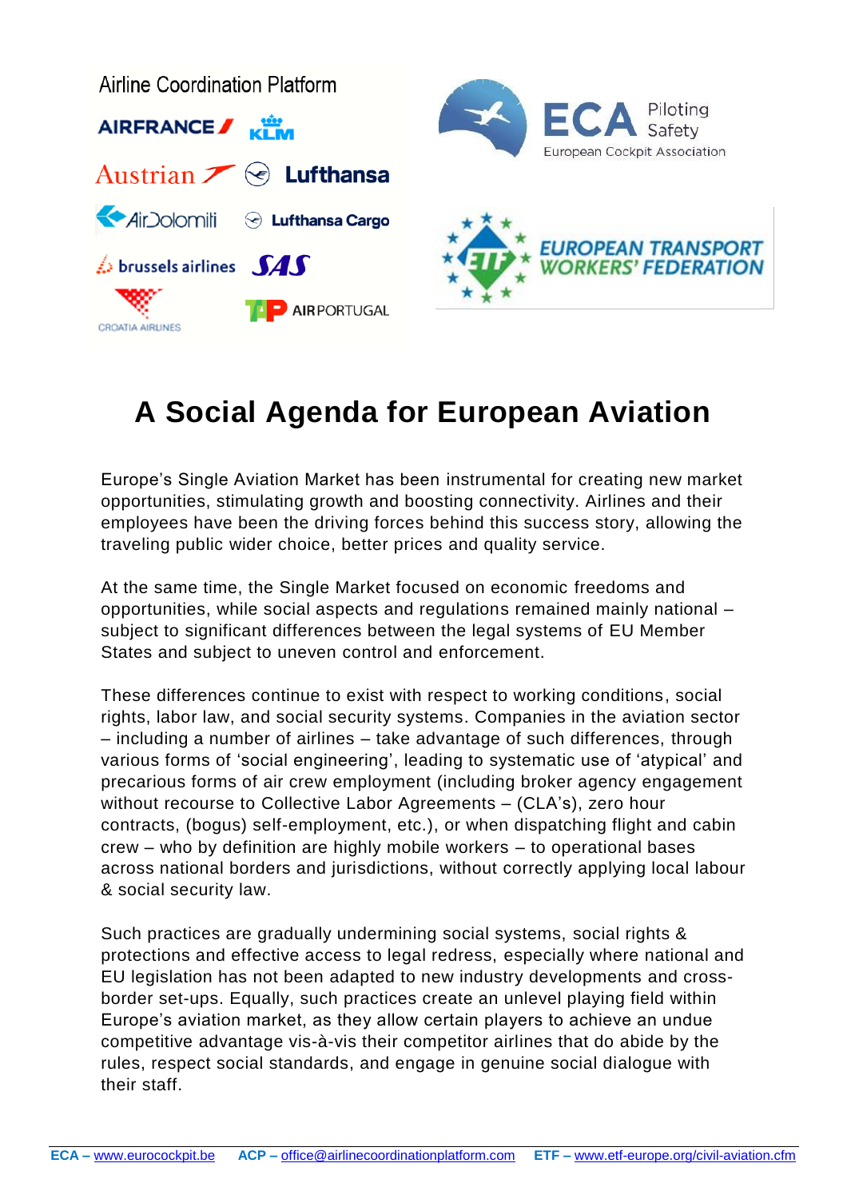Airline Coordination Platform

# A Social Agenda for European Aviation

Europe's Single Aviation Market has been instrumental for creating new market opportunities, stimulating growth and boosting connectivity. Airlines and their employees have been the driving forces behind this success story, allowing the traveling public wider choice, better prices and quality service.

At the same time, the Single Market focused on economic freedoms and opportunities, while social aspects and regulations remained mainly national – subject to significant differences between the legal systems of EU Member States and subject to uneven control and enforcement.

These differences continue to exist with respect to working conditions, social rights, labor law, and social security systems. Companies in the aviation sector – including a number of airlines – take advantage of such differences, through various forms of 'social engineering', leading to systematic use of 'atypical' and precarious forms of air crew employment (including broker agency engagement without recourse to Collective Labor Agreements – (CLA's), zero hour contracts, (bogus) self-employment, etc.), or when dispatching flight and cabin crew – who by definition are highly mobile workers – to operational bases across national borders and jurisdictions, without correctly applying local labour & social security law.

Such practices are gradually undermining social systems, social rights & protections and effective access to legal redress, especially where national and EU legislation has not been adapted to new industry developments and cross-border set-ups. Equally, such practices create an unlevel playing field within Europe's aviation market, as they allow certain players to achieve an undue competitive advantage vis-à-vis their competitor airlines that do abide by the rules, respect social standards, and engage in genuine social dialogue with their staff.

**ECA –** www.eurocockpit.be **ACP –** office@airlinecoordinationplatform.com **ETF –** www.etf-europe.org/civil-aviation.cfm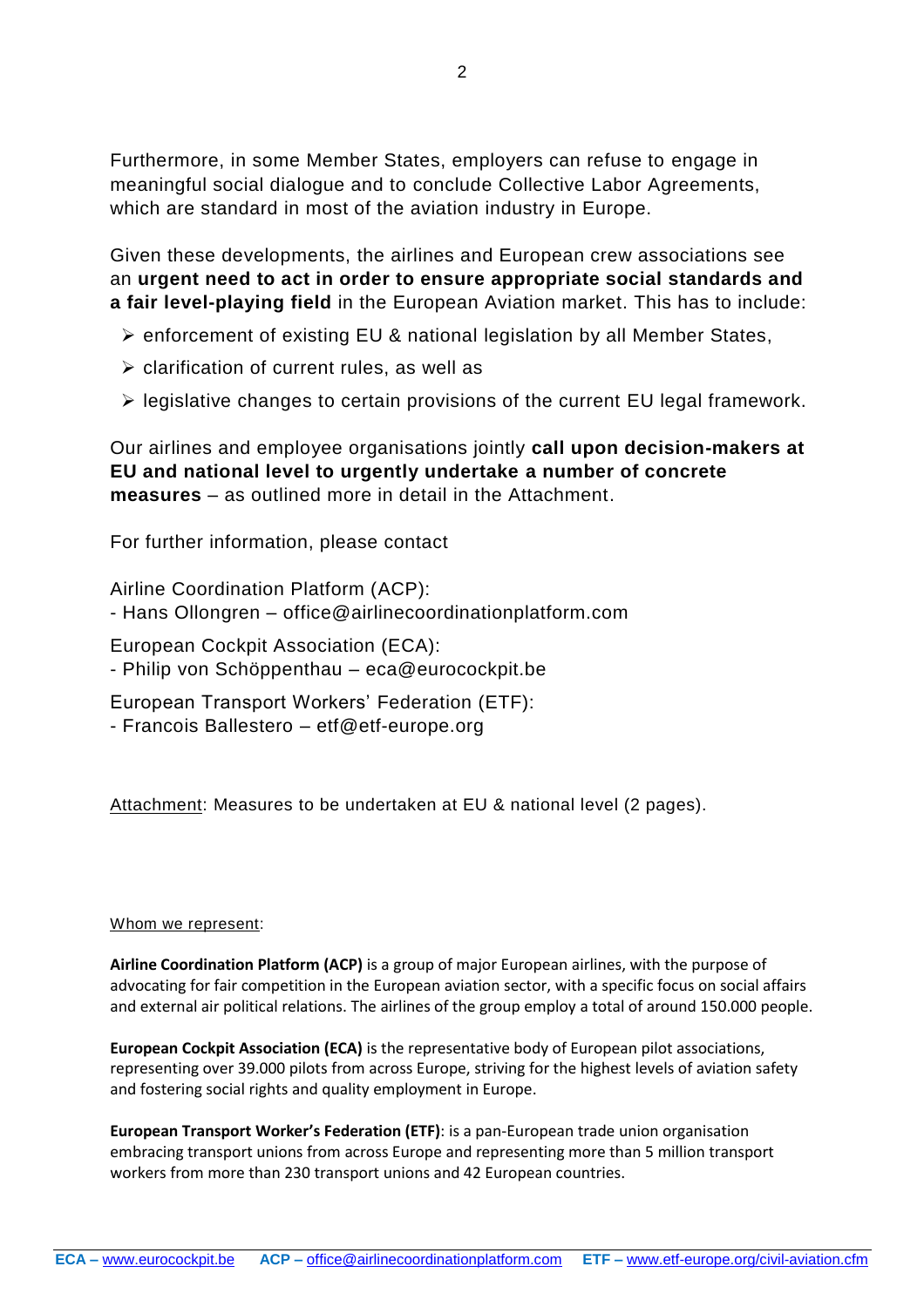Furthermore, in some Member States, employers can refuse to engage in meaningful social dialogue and to conclude Collective Labor Agreements, which are standard in most of the aviation industry in Europe.

Given these developments, the airlines and European crew associations see an **urgent need to act in order to ensure appropriate social standards and a fair level-playing field** in the European Aviation market. This has to include:

- enforcement of existing EU & national legislation by all Member States,
- clarification of current rules, as well as
- legislative changes to certain provisions of the current EU legal framework.

Our airlines and employee organisations jointly **call upon decision-makers at EU and national level to urgently undertake a number of concrete measures** – as outlined more in detail in the Attachment.

For further information, please contact

Airline Coordination Platform (ACP):
- Hans Ollongren – office@airlinecoordinationplatform.com

European Cockpit Association (ECA):
- Philip von Schöppenthau – eca@eurocockpit.be

European Transport Workers' Federation (ETF):
- Francois Ballestero – etf@etf-europe.org

Attachment: Measures to be undertaken at EU & national level (2 pages).

Whom we represent:

**Airline Coordination Platform (ACP)** is a group of major European airlines, with the purpose of advocating for fair competition in the European aviation sector, with a specific focus on social affairs and external air political relations. The airlines of the group employ a total of around 150.000 people.

**European Cockpit Association (ECA)** is the representative body of European pilot associations, representing over 39.000 pilots from across Europe, striving for the highest levels of aviation safety and fostering social rights and quality employment in Europe.

**European Transport Worker's Federation (ETF)**: is a pan-European trade union organisation embracing transport unions from across Europe and representing more than 5 million transport workers from more than 230 transport unions and 42 European countries.

**ECA –** www.eurocockpit.be **ACP –** office@airlinecoordinationplatform.com **ETF –** www.etf-europe.org/civil-aviation.cfm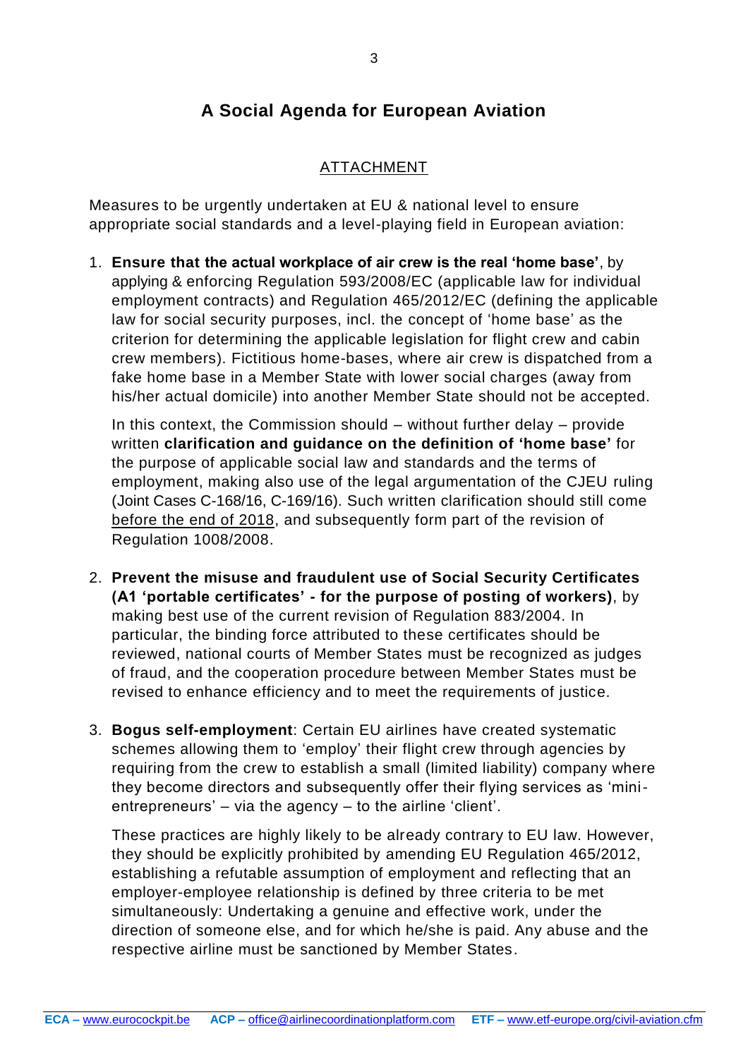# A Social Agenda for European Aviation

## ATTACHMENT

Measures to be urgently undertaken at EU & national level to ensure appropriate social standards and a level-playing field in European aviation:

1. **Ensure that the actual workplace of air crew is the real 'home base'**, by applying & enforcing Regulation 593/2008/EC (applicable law for individual employment contracts) and Regulation 465/2012/EC (defining the applicable law for social security purposes, incl. the concept of 'home base' as the criterion for determining the applicable legislation for flight crew and cabin crew members). Fictitious home-bases, where air crew is dispatched from a fake home base in a Member State with lower social charges (away from his/her actual domicile) into another Member State should not be accepted.

   In this context, the Commission should – without further delay – provide written **clarification and guidance on the definition of 'home base'** for the purpose of applicable social law and standards and the terms of employment, making also use of the legal argumentation of the CJEU ruling (Joint Cases C-168/16, C-169/16). Such written clarification should still come before the end of 2018, and subsequently form part of the revision of Regulation 1008/2008.

2. **Prevent the misuse and fraudulent use of Social Security Certificates (A1 'portable certificates' - for the purpose of posting of workers)**, by making best use of the current revision of Regulation 883/2004. In particular, the binding force attributed to these certificates should be reviewed, national courts of Member States must be recognized as judges of fraud, and the cooperation procedure between Member States must be revised to enhance efficiency and to meet the requirements of justice.

3. **Bogus self-employment**: Certain EU airlines have created systematic schemes allowing them to 'employ' their flight crew through agencies by requiring from the crew to establish a small (limited liability) company where they become directors and subsequently offer their flying services as 'mini-entrepreneurs' – via the agency – to the airline 'client'.

   These practices are highly likely to be already contrary to EU law. However, they should be explicitly prohibited by amending EU Regulation 465/2012, establishing a refutable assumption of employment and reflecting that an employer-employee relationship is defined by three criteria to be met simultaneously: Undertaking a genuine and effective work, under the direction of someone else, and for which he/she is paid. Any abuse and the respective airline must be sanctioned by Member States.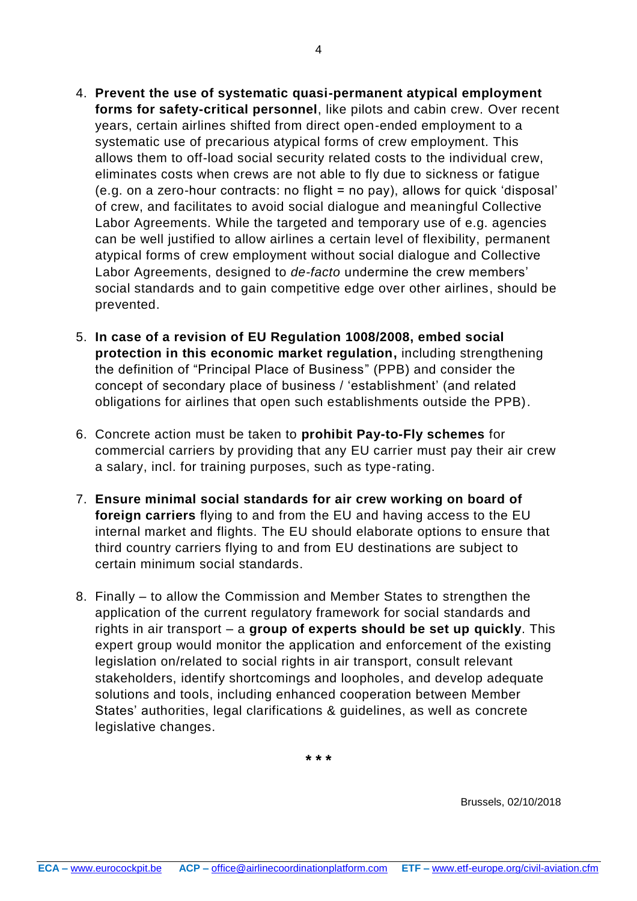4. **Prevent the use of systematic quasi-permanent atypical employment forms for safety-critical personnel**, like pilots and cabin crew. Over recent years, certain airlines shifted from direct open-ended employment to a systematic use of precarious atypical forms of crew employment. This allows them to off-load social security related costs to the individual crew, eliminates costs when crews are not able to fly due to sickness or fatigue (e.g. on a zero-hour contracts: no flight = no pay), allows for quick 'disposal' of crew, and facilitates to avoid social dialogue and meaningful Collective Labor Agreements. While the targeted and temporary use of e.g. agencies can be well justified to allow airlines a certain level of flexibility, permanent atypical forms of crew employment without social dialogue and Collective Labor Agreements, designed to *de-facto* undermine the crew members' social standards and to gain competitive edge over other airlines, should be prevented.

5. **In case of a revision of EU Regulation 1008/2008, embed social protection in this economic market regulation,** including strengthening the definition of "Principal Place of Business" (PPB) and consider the concept of secondary place of business / 'establishment' (and related obligations for airlines that open such establishments outside the PPB).

6. Concrete action must be taken to **prohibit Pay-to-Fly schemes** for commercial carriers by providing that any EU carrier must pay their air crew a salary, incl. for training purposes, such as type-rating.

7. **Ensure minimal social standards for air crew working on board of foreign carriers** flying to and from the EU and having access to the EU internal market and flights. The EU should elaborate options to ensure that third country carriers flying to and from EU destinations are subject to certain minimum social standards.

8. Finally – to allow the Commission and Member States to strengthen the application of the current regulatory framework for social standards and rights in air transport – a **group of experts should be set up quickly**. This expert group would monitor the application and enforcement of the existing legislation on/related to social rights in air transport, consult relevant stakeholders, identify shortcomings and loopholes, and develop adequate solutions and tools, including enhanced cooperation between Member States' authorities, legal clarifications & guidelines, as well as concrete legislative changes.

\* \* \*

Brussels, 02/10/2018

**ECA –** www.eurocockpit.be **ACP –** office@airlinecoordinationplatform.com **ETF –** www.etf-europe.org/civil-aviation.cfm